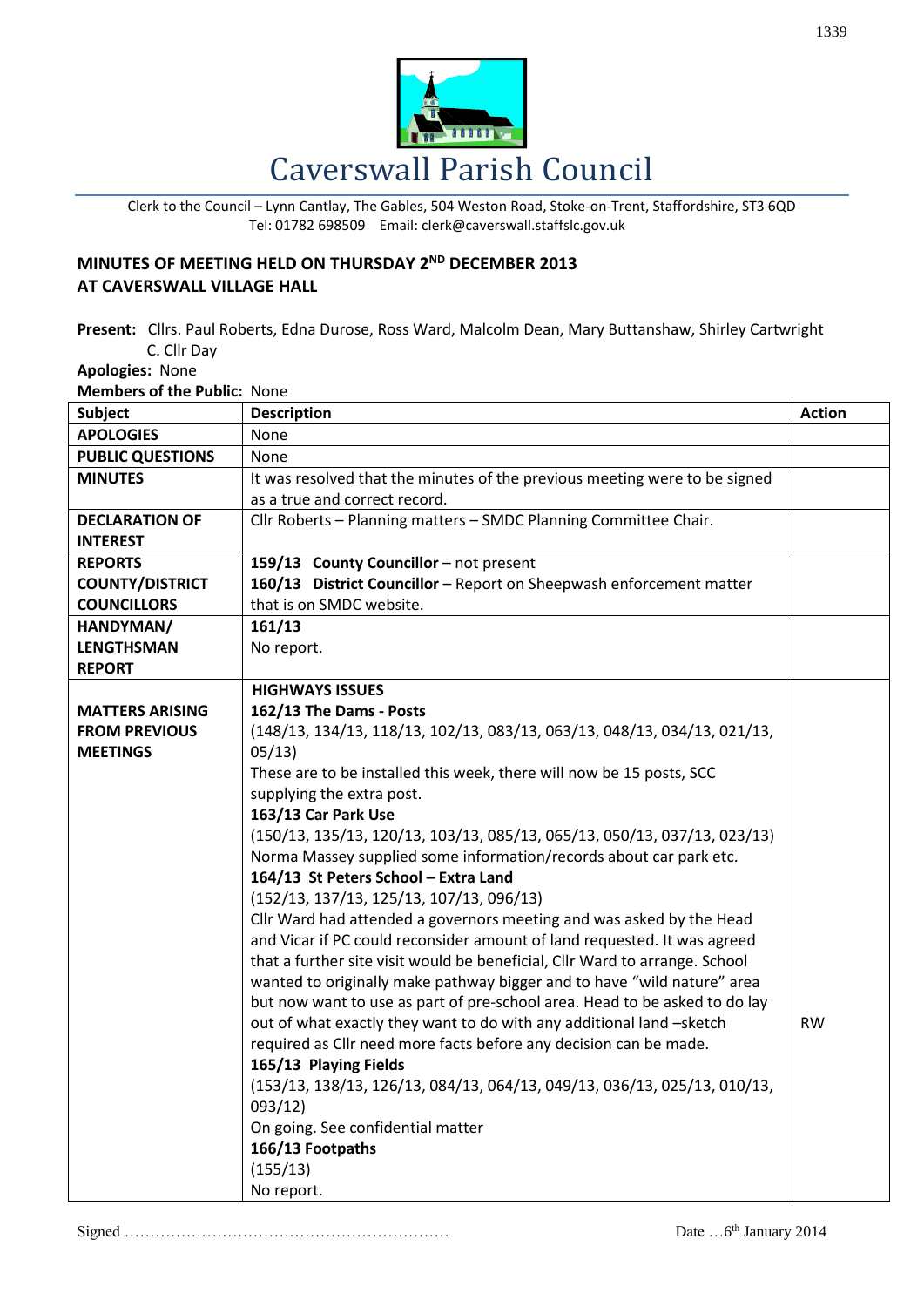# Caverswall Parish Council

Clerk to the Council – Lynn Cantlay, The Gables, 504 Weston Road, Stoke-on-Trent, Staffordshire, ST3 6QD
Tel: 01782 698509 Email: clerk@caverswall.staffslc.gov.uk

## MINUTES OF MEETING HELD ON THURSDAY 2ND DECEMBER 2013 AT CAVERSWALL VILLAGE HALL

**Present:** Cllrs. Paul Roberts, Edna Durose, Ross Ward, Malcolm Dean, Mary Buttanshaw, Shirley Cartwright C. Cllr Day

**Apologies:** None

**Members of the Public:** None

| Subject | Description | Action |
|---|---|---|
| **APOLOGIES** | None | |
| **PUBLIC QUESTIONS** | None | |
| **MINUTES** | It was resolved that the minutes of the previous meeting were to be signed as a true and correct record. | |
| **DECLARATION OF INTEREST** | Cllr Roberts – Planning matters – SMDC Planning Committee Chair. | |
| **REPORTS COUNTY/DISTRICT COUNCILLORS** | **159/13 County Councillor** – not present<br>**160/13 District Councillor** – Report on Sheepwash enforcement matter that is on SMDC website. | |
| **HANDYMAN/ LENGTHSMAN REPORT** | **161/13**<br>No report. | |
| **MATTERS ARISING FROM PREVIOUS MEETINGS** | **HIGHWAYS ISSUES**<br>**162/13 The Dams - Posts**<br>(148/13, 134/13, 118/13, 102/13, 083/13, 063/13, 048/13, 034/13, 021/13, 05/13)<br>These are to be installed this week, there will now be 15 posts, SCC supplying the extra post.<br>**163/13 Car Park Use**<br>(150/13, 135/13, 120/13, 103/13, 085/13, 065/13, 050/13, 037/13, 023/13)<br>Norma Massey supplied some information/records about car park etc.<br>**164/13 St Peters School – Extra Land**<br>(152/13, 137/13, 125/13, 107/13, 096/13)<br>Cllr Ward had attended a governors meeting and was asked by the Head and Vicar if PC could reconsider amount of land requested. It was agreed that a further site visit would be beneficial, Cllr Ward to arrange. School wanted to originally make pathway bigger and to have "wild nature" area but now want to use as part of pre-school area. Head to be asked to do lay out of what exactly they want to do with any additional land –sketch required as Cllr need more facts before any decision can be made.<br>**165/13 Playing Fields**<br>(153/13, 138/13, 126/13, 084/13, 064/13, 049/13, 036/13, 025/13, 010/13, 093/12)<br>On going. See confidential matter<br>**166/13 Footpaths**<br>(155/13)<br>No report. | RW |

Signed ……………………………………………………… Date …6th January 2014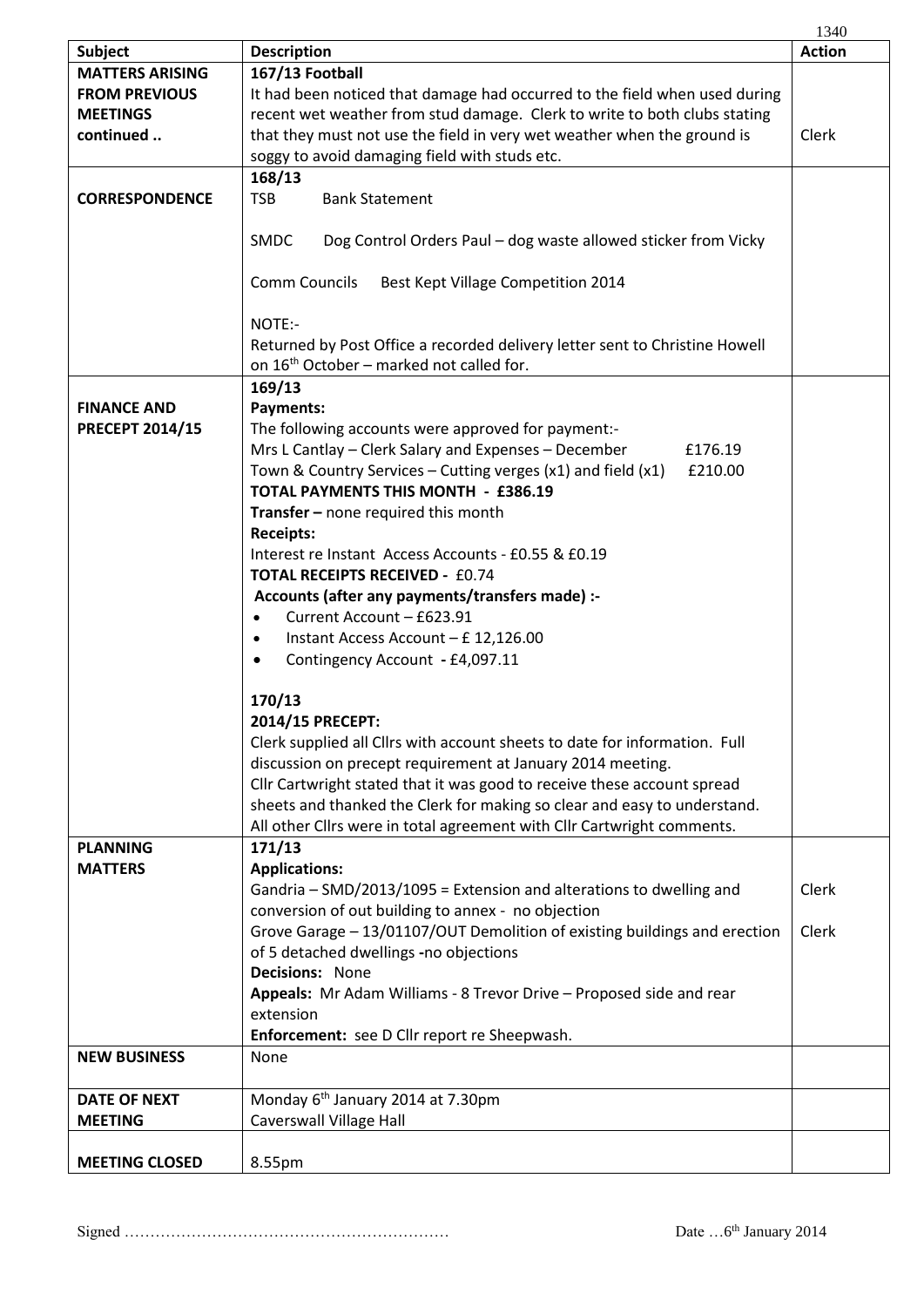| Subject | Description | Action |
| --- | --- | --- |
| **MATTERS ARISING FROM PREVIOUS MEETINGS continued ..** | **167/13 Football**<br>It had been noticed that damage had occurred to the field when used during recent wet weather from stud damage. Clerk to write to both clubs stating that they must not use the field in very wet weather when the ground is soggy to avoid damaging field with studs etc. | Clerk |
| **CORRESPONDENCE** | **168/13**<br>TSB Bank Statement<br><br>SMDC Dog Control Orders Paul – dog waste allowed sticker from Vicky<br><br>Comm Councils Best Kept Village Competition 2014<br><br>NOTE:-<br>Returned by Post Office a recorded delivery letter sent to Christine Howell on 16th October – marked not called for. | |
| **FINANCE AND PRECEPT 2014/15** | **169/13**<br>**Payments:**<br>The following accounts were approved for payment:-<br>Mrs L Cantlay – Clerk Salary and Expenses – December £176.19<br>Town & Country Services – Cutting verges (x1) and field (x1) £210.00<br>**TOTAL PAYMENTS THIS MONTH - £386.19**<br>**Transfer –** none required this month<br>**Receipts:**<br>Interest re Instant Access Accounts - £0.55 & £0.19<br>**TOTAL RECEIPTS RECEIVED -** £0.74<br>**Accounts (after any payments/transfers made) :-**<br>• Current Account – £623.91<br>• Instant Access Account – £ 12,126.00<br>• Contingency Account **-** £4,097.11<br><br>**170/13**<br>**2014/15 PRECEPT:**<br>Clerk supplied all Cllrs with account sheets to date for information. Full discussion on precept requirement at January 2014 meeting.<br>Cllr Cartwright stated that it was good to receive these account spread sheets and thanked the Clerk for making so clear and easy to understand.<br>All other Cllrs were in total agreement with Cllr Cartwright comments. | |
| **PLANNING MATTERS** | **171/13**<br>**Applications:**<br>Gandria – SMD/2013/1095 = Extension and alterations to dwelling and conversion of out building to annex - no objection<br>Grove Garage – 13/01107/OUT Demolition of existing buildings and erection of 5 detached dwellings **-**no objections<br>**Decisions:** None<br>**Appeals:** Mr Adam Williams - 8 Trevor Drive – Proposed side and rear extension<br>**Enforcement:** see D Cllr report re Sheepwash. | Clerk<br><br>Clerk |
| **NEW BUSINESS** | None | |
| **DATE OF NEXT MEETING** | Monday 6th January 2014 at 7.30pm<br>Caverswall Village Hall | |
| **MEETING CLOSED** | 8.55pm | |

Signed ……………………………………………………… Date …6th January 2014